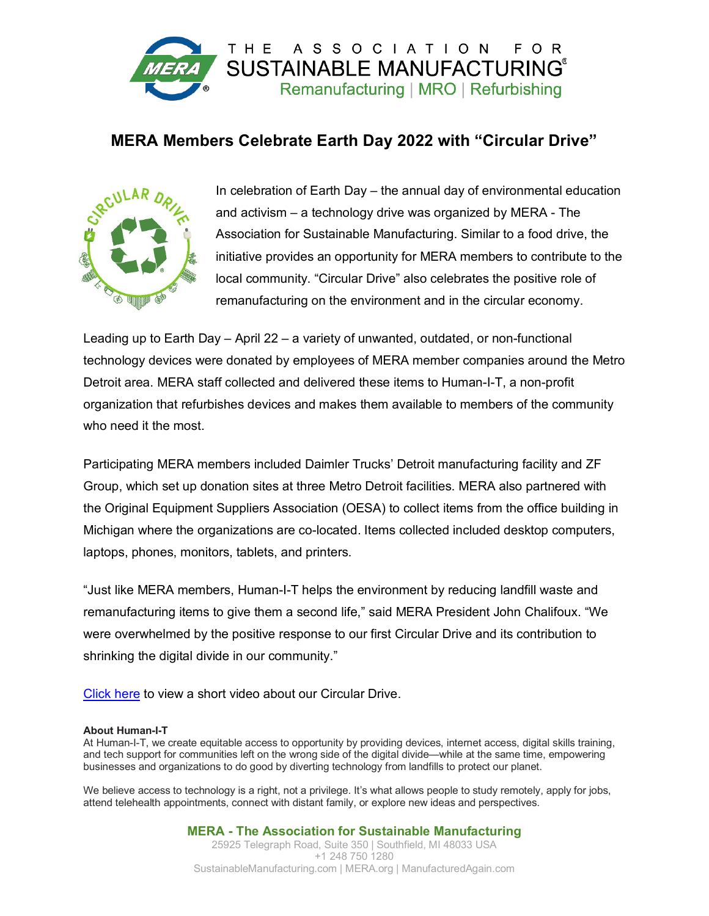THE ASSOCIATION FOR SUSTAINABLE MANUFACTURING®

Remanufacturing | MRO | Refurbishing

# MERA Members Celebrate Earth Day 2022 with "Circular Drive"

In celebration of Earth Day – the annual day of environmental education and activism – a technology drive was organized by MERA - The Association for Sustainable Manufacturing. Similar to a food drive, the initiative provides an opportunity for MERA members to contribute to the local community. "Circular Drive" also celebrates the positive role of remanufacturing on the environment and in the circular economy.

Leading up to Earth Day – April 22 – a variety of unwanted, outdated, or non-functional technology devices were donated by employees of MERA member companies around the Metro Detroit area. MERA staff collected and delivered these items to Human-I-T, a non-profit organization that refurbishes devices and makes them available to members of the community who need it the most.

Participating MERA members included Daimler Trucks' Detroit manufacturing facility and ZF Group, which set up donation sites at three Metro Detroit facilities. MERA also partnered with the Original Equipment Suppliers Association (OESA) to collect items from the office building in Michigan where the organizations are co-located. Items collected included desktop computers, laptops, phones, monitors, tablets, and printers.

"Just like MERA members, Human-I-T helps the environment by reducing landfill waste and remanufacturing items to give them a second life," said MERA President John Chalifoux. "We were overwhelmed by the positive response to our first Circular Drive and its contribution to shrinking the digital divide in our community."

Click here to view a short video about our Circular Drive.

**About Human-I-T**

At Human-I-T, we create equitable access to opportunity by providing devices, internet access, digital skills training, and tech support for communities left on the wrong side of the digital divide—while at the same time, empowering businesses and organizations to do good by diverting technology from landfills to protect our planet.

We believe access to technology is a right, not a privilege. It's what allows people to study remotely, apply for jobs, attend telehealth appointments, connect with distant family, or explore new ideas and perspectives.

**MERA - The Association for Sustainable Manufacturing**

25925 Telegraph Road, Suite 350 | Southfield, MI 48033 USA

+1 248 750 1280

SustainableManufacturing.com | MERA.org | ManufacturedAgain.com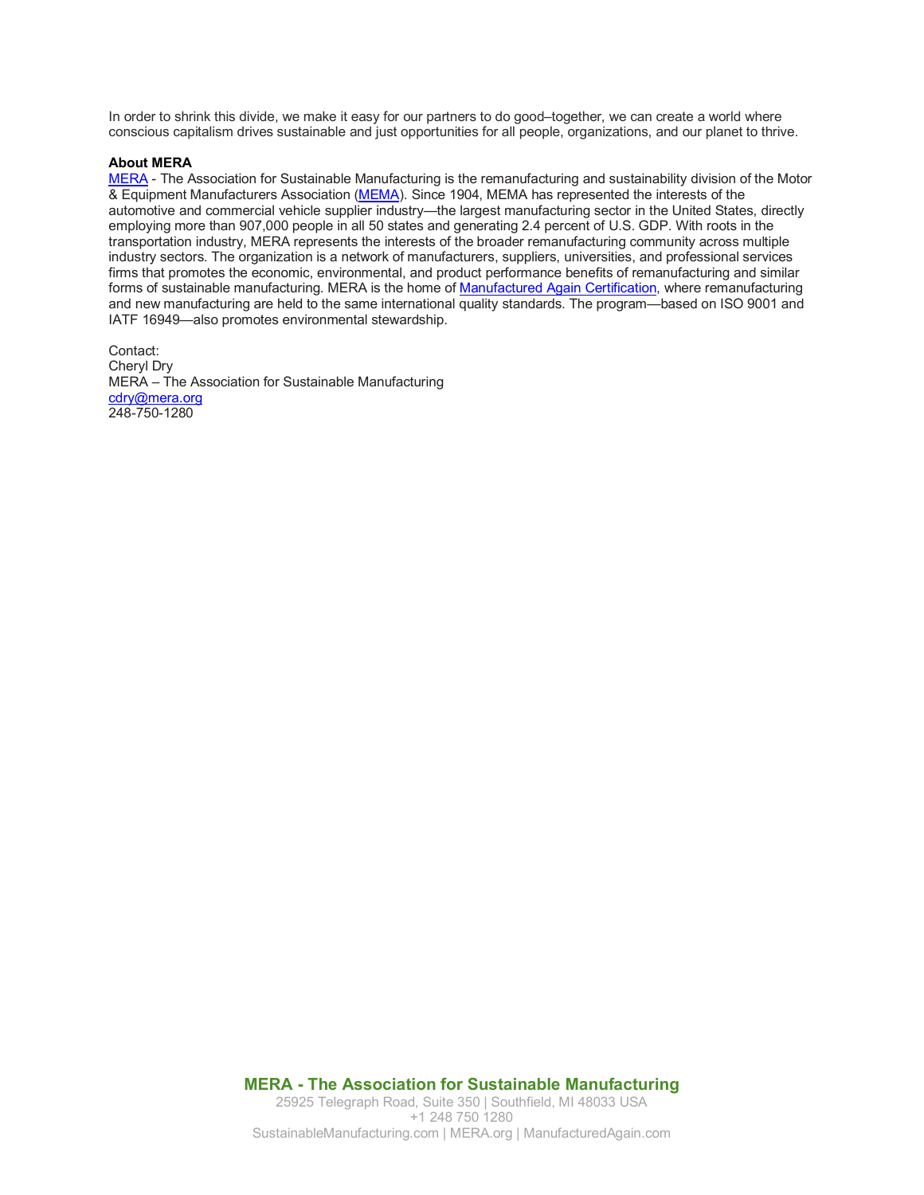In order to shrink this divide, we make it easy for our partners to do good–together, we can create a world where conscious capitalism drives sustainable and just opportunities for all people, organizations, and our planet to thrive.

**About MERA**

MERA - The Association for Sustainable Manufacturing is the remanufacturing and sustainability division of the Motor & Equipment Manufacturers Association (MEMA). Since 1904, MEMA has represented the interests of the automotive and commercial vehicle supplier industry—the largest manufacturing sector in the United States, directly employing more than 907,000 people in all 50 states and generating 2.4 percent of U.S. GDP. With roots in the transportation industry, MERA represents the interests of the broader remanufacturing community across multiple industry sectors. The organization is a network of manufacturers, suppliers, universities, and professional services firms that promotes the economic, environmental, and product performance benefits of remanufacturing and similar forms of sustainable manufacturing. MERA is the home of Manufactured Again Certification, where remanufacturing and new manufacturing are held to the same international quality standards. The program—based on ISO 9001 and IATF 16949—also promotes environmental stewardship.

Contact:
Cheryl Dry
MERA – The Association for Sustainable Manufacturing
cdry@mera.org
248-750-1280

**MERA - The Association for Sustainable Manufacturing**
25925 Telegraph Road, Suite 350 | Southfield, MI 48033 USA
+1 248 750 1280
SustainableManufacturing.com | MERA.org | ManufacturedAgain.com